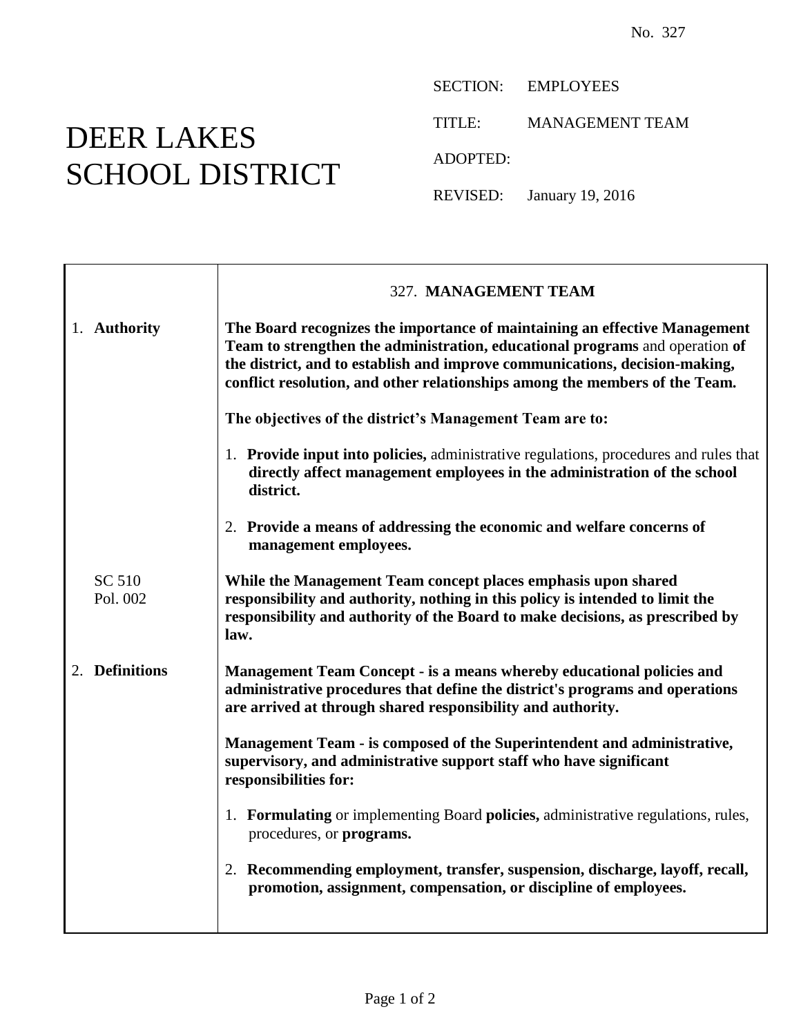No. 327

# DEER LAKES SCHOOL DISTRICT

SECTION: EMPLOYEES

TITLE: MANAGEMENT TEAM

ADOPTED:

REVISED: January 19, 2016

## 327. MANAGEMENT TEAM

### 1. Authority

**The Board recognizes the importance of maintaining an effective Management Team to strengthen the administration, educational programs** and operation **of the district, and to establish and improve communications, decision-making, conflict resolution, and other relationships among the members of the Team.**

**The objectives of the district's Management Team are to:**

1. **Provide input into policies,** administrative regulations, procedures and rules that **directly affect management employees in the administration of the school district.**
2. **Provide a means of addressing the economic and welfare concerns of management employees.**

SC 510
Pol. 002

**While the Management Team concept places emphasis upon shared responsibility and authority, nothing in this policy is intended to limit the responsibility and authority of the Board to make decisions, as prescribed by law.**

### 2. Definitions

**Management Team Concept - is a means whereby educational policies and administrative procedures that define the district's programs and operations are arrived at through shared responsibility and authority.**

**Management Team - is composed of the Superintendent and administrative, supervisory, and administrative support staff who have significant responsibilities for:**

1. **Formulating** or implementing Board **policies,** administrative regulations, rules, procedures, or **programs.**
2. **Recommending employment, transfer, suspension, discharge, layoff, recall, promotion, assignment, compensation, or discipline of employees.**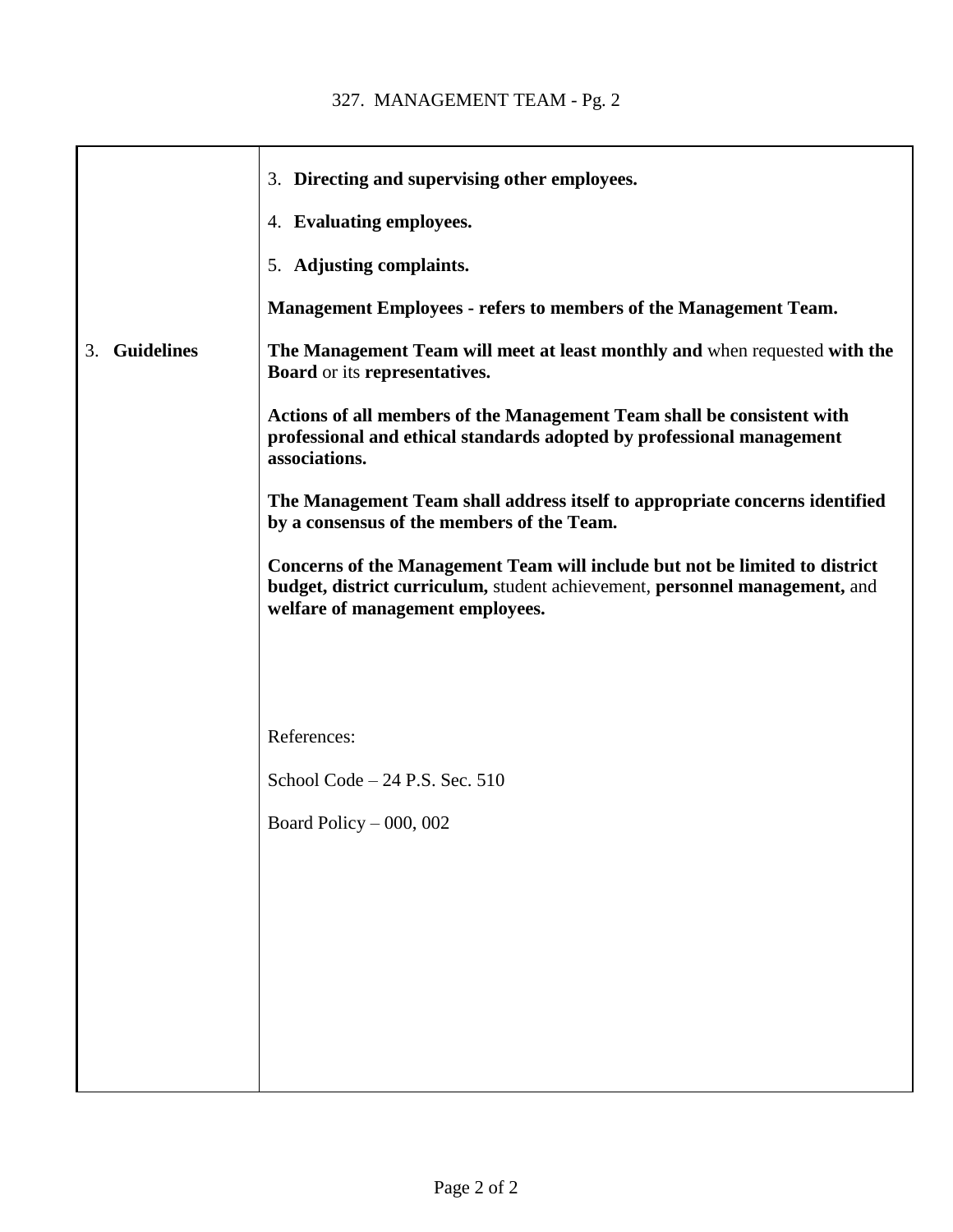3. **Directing and supervising other employees.**

4. **Evaluating employees.**

5. **Adjusting complaints.**

**Management Employees - refers to members of the Management Team.**

## 3. Guidelines

**The Management Team will meet at least monthly and** when requested **with the Board** or its **representatives.**

**Actions of all members of the Management Team shall be consistent with professional and ethical standards adopted by professional management associations.**

**The Management Team shall address itself to appropriate concerns identified by a consensus of the members of the Team.**

**Concerns of the Management Team will include but not be limited to district budget, district curriculum,** student achievement, **personnel management,** and **welfare of management employees.**

References:

School Code – 24 P.S. Sec. 510

Board Policy – 000, 002